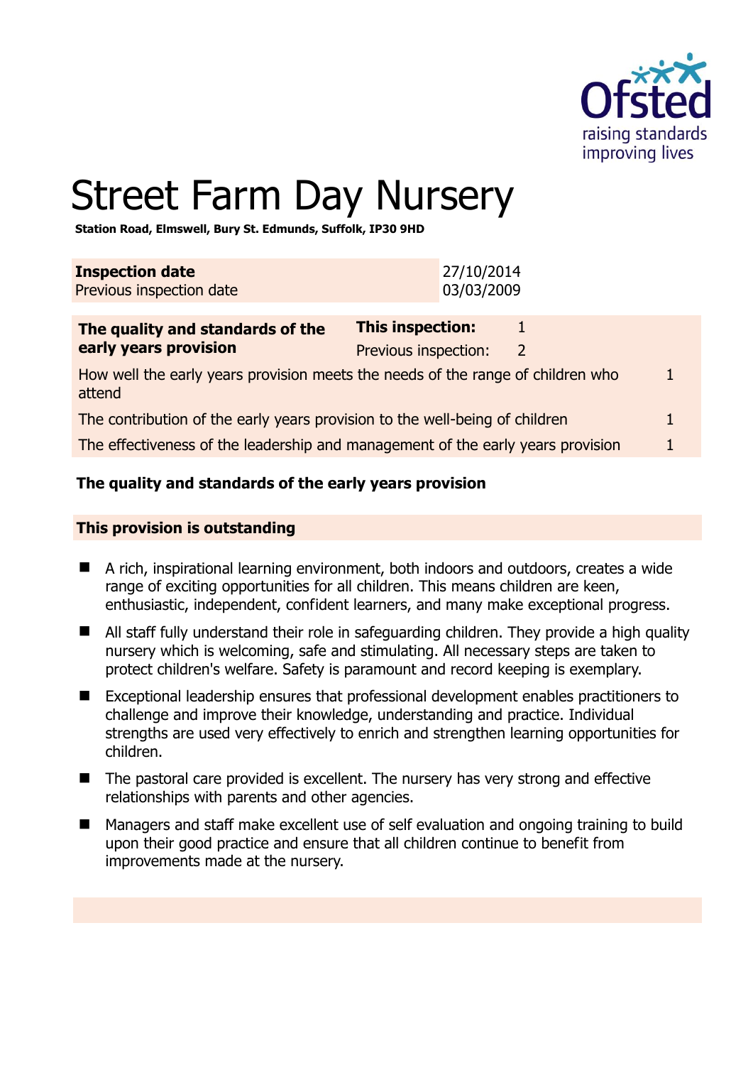# Street Farm Day Nursery

**Station Road, Elmswell, Bury St. Edmunds, Suffolk, IP30 9HD**

| **Inspection date** | 27/10/2014 |
|---|---|
| Previous inspection date | 03/03/2009 |

| **The quality and standards of the early years provision** | **This inspection:** | 1 |
|---|---|---|
| | Previous inspection: | 2 |
| How well the early years provision meets the needs of the range of children who attend | | 1 |
| The contribution of the early years provision to the well-being of children | | 1 |
| The effectiveness of the leadership and management of the early years provision | | 1 |

### The quality and standards of the early years provision

#### This provision is outstanding

- A rich, inspirational learning environment, both indoors and outdoors, creates a wide range of exciting opportunities for all children. This means children are keen, enthusiastic, independent, confident learners, and many make exceptional progress.
- All staff fully understand their role in safeguarding children. They provide a high quality nursery which is welcoming, safe and stimulating. All necessary steps are taken to protect children's welfare. Safety is paramount and record keeping is exemplary.
- Exceptional leadership ensures that professional development enables practitioners to challenge and improve their knowledge, understanding and practice. Individual strengths are used very effectively to enrich and strengthen learning opportunities for children.
- The pastoral care provided is excellent. The nursery has very strong and effective relationships with parents and other agencies.
- Managers and staff make excellent use of self evaluation and ongoing training to build upon their good practice and ensure that all children continue to benefit from improvements made at the nursery.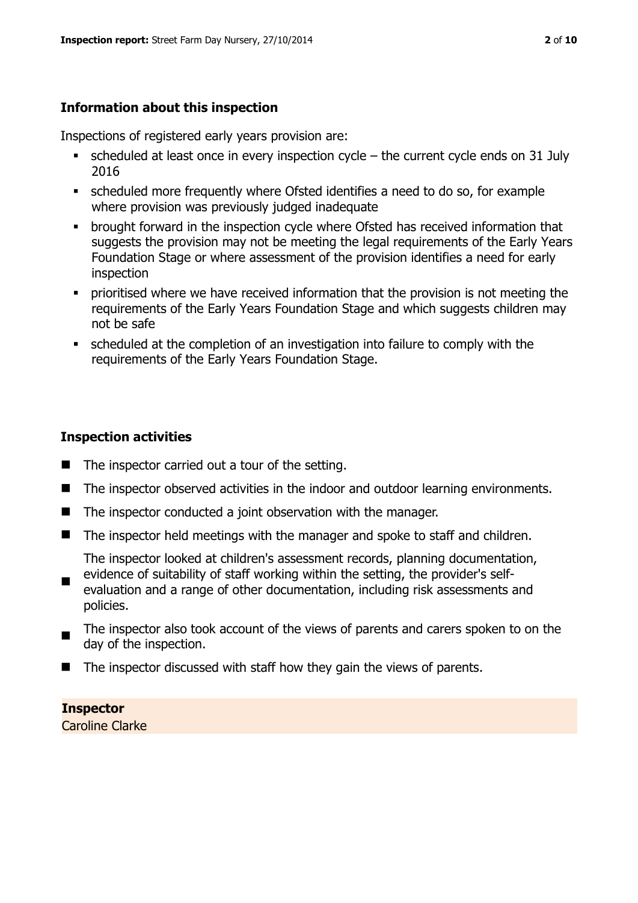## Information about this inspection

Inspections of registered early years provision are:

- scheduled at least once in every inspection cycle – the current cycle ends on 31 July 2016
- scheduled more frequently where Ofsted identifies a need to do so, for example where provision was previously judged inadequate
- brought forward in the inspection cycle where Ofsted has received information that suggests the provision may not be meeting the legal requirements of the Early Years Foundation Stage or where assessment of the provision identifies a need for early inspection
- prioritised where we have received information that the provision is not meeting the requirements of the Early Years Foundation Stage and which suggests children may not be safe
- scheduled at the completion of an investigation into failure to comply with the requirements of the Early Years Foundation Stage.

## Inspection activities

- The inspector carried out a tour of the setting.
- The inspector observed activities in the indoor and outdoor learning environments.
- The inspector conducted a joint observation with the manager.
- The inspector held meetings with the manager and spoke to staff and children.
- The inspector looked at children's assessment records, planning documentation, evidence of suitability of staff working within the setting, the provider's self-evaluation and a range of other documentation, including risk assessments and policies.
- The inspector also took account of the views of parents and carers spoken to on the day of the inspection.
- The inspector discussed with staff how they gain the views of parents.

**Inspector**
Caroline Clarke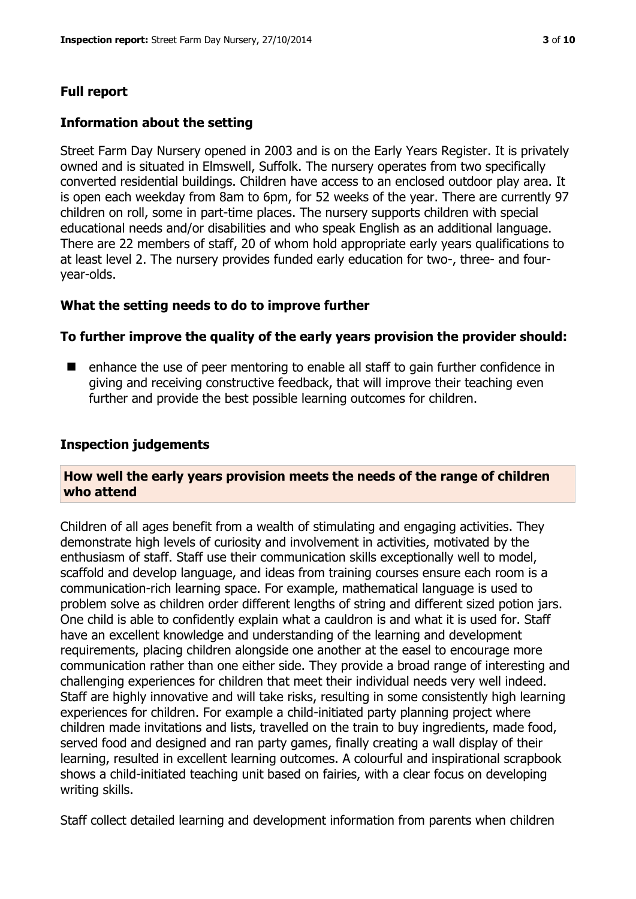## Full report

### Information about the setting

Street Farm Day Nursery opened in 2003 and is on the Early Years Register. It is privately owned and is situated in Elmswell, Suffolk. The nursery operates from two specifically converted residential buildings. Children have access to an enclosed outdoor play area. It is open each weekday from 8am to 6pm, for 52 weeks of the year. There are currently 97 children on roll, some in part-time places. The nursery supports children with special educational needs and/or disabilities and who speak English as an additional language. There are 22 members of staff, 20 of whom hold appropriate early years qualifications to at least level 2. The nursery provides funded early education for two-, three- and four-year-olds.

### What the setting needs to do to improve further

### To further improve the quality of the early years provision the provider should:

- enhance the use of peer mentoring to enable all staff to gain further confidence in giving and receiving constructive feedback, that will improve their teaching even further and provide the best possible learning outcomes for children.

### Inspection judgements

#### How well the early years provision meets the needs of the range of children who attend

Children of all ages benefit from a wealth of stimulating and engaging activities. They demonstrate high levels of curiosity and involvement in activities, motivated by the enthusiasm of staff. Staff use their communication skills exceptionally well to model, scaffold and develop language, and ideas from training courses ensure each room is a communication-rich learning space. For example, mathematical language is used to problem solve as children order different lengths of string and different sized potion jars. One child is able to confidently explain what a cauldron is and what it is used for. Staff have an excellent knowledge and understanding of the learning and development requirements, placing children alongside one another at the easel to encourage more communication rather than one either side. They provide a broad range of interesting and challenging experiences for children that meet their individual needs very well indeed. Staff are highly innovative and will take risks, resulting in some consistently high learning experiences for children. For example a child-initiated party planning project where children made invitations and lists, travelled on the train to buy ingredients, made food, served food and designed and ran party games, finally creating a wall display of their learning, resulted in excellent learning outcomes. A colourful and inspirational scrapbook shows a child-initiated teaching unit based on fairies, with a clear focus on developing writing skills.

Staff collect detailed learning and development information from parents when children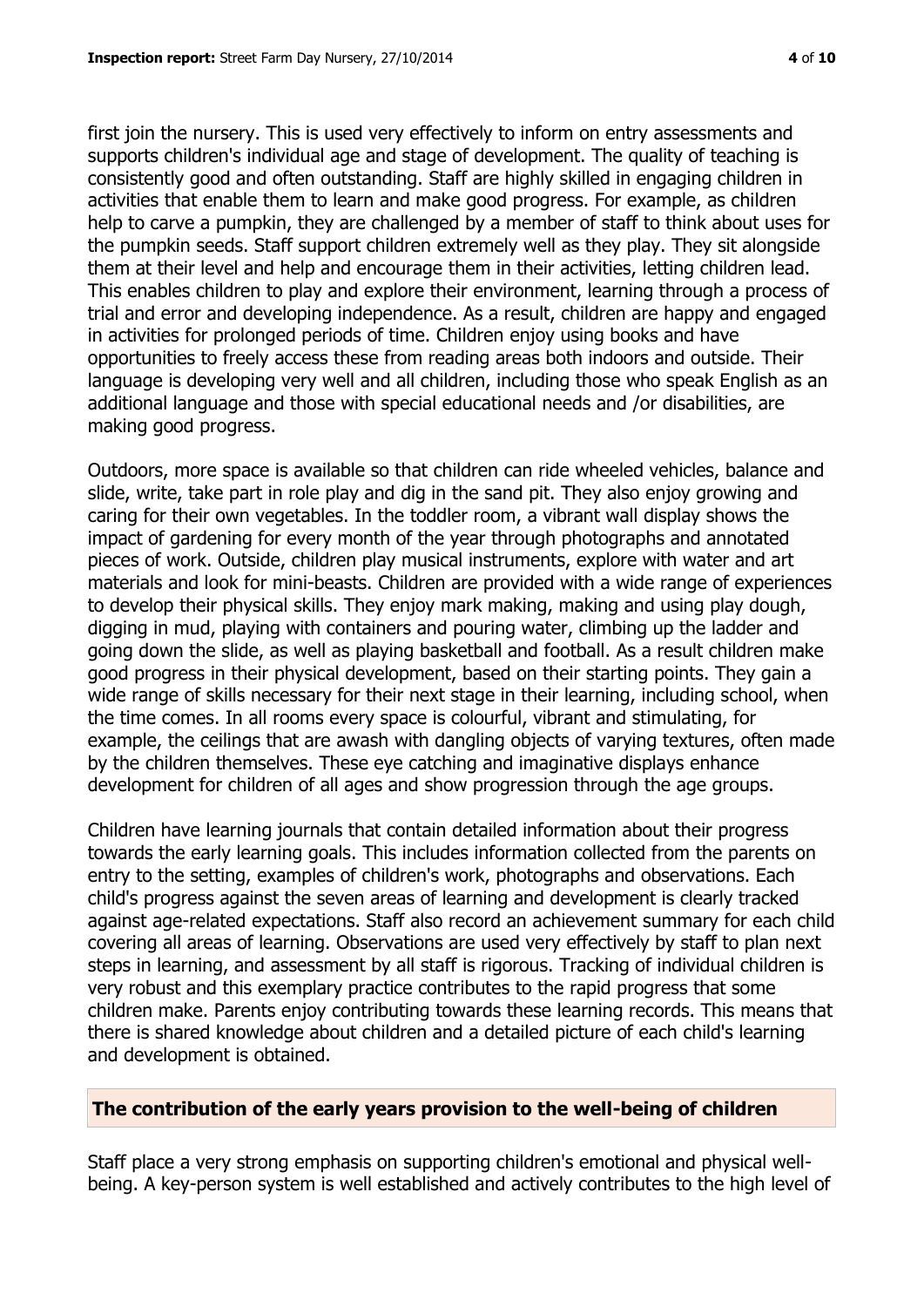first join the nursery. This is used very effectively to inform on entry assessments and supports children's individual age and stage of development. The quality of teaching is consistently good and often outstanding. Staff are highly skilled in engaging children in activities that enable them to learn and make good progress. For example, as children help to carve a pumpkin, they are challenged by a member of staff to think about uses for the pumpkin seeds. Staff support children extremely well as they play. They sit alongside them at their level and help and encourage them in their activities, letting children lead. This enables children to play and explore their environment, learning through a process of trial and error and developing independence. As a result, children are happy and engaged in activities for prolonged periods of time. Children enjoy using books and have opportunities to freely access these from reading areas both indoors and outside. Their language is developing very well and all children, including those who speak English as an additional language and those with special educational needs and /or disabilities, are making good progress.

Outdoors, more space is available so that children can ride wheeled vehicles, balance and slide, write, take part in role play and dig in the sand pit. They also enjoy growing and caring for their own vegetables. In the toddler room, a vibrant wall display shows the impact of gardening for every month of the year through photographs and annotated pieces of work. Outside, children play musical instruments, explore with water and art materials and look for mini-beasts. Children are provided with a wide range of experiences to develop their physical skills. They enjoy mark making, making and using play dough, digging in mud, playing with containers and pouring water, climbing up the ladder and going down the slide, as well as playing basketball and football. As a result children make good progress in their physical development, based on their starting points. They gain a wide range of skills necessary for their next stage in their learning, including school, when the time comes. In all rooms every space is colourful, vibrant and stimulating, for example, the ceilings that are awash with dangling objects of varying textures, often made by the children themselves. These eye catching and imaginative displays enhance development for children of all ages and show progression through the age groups.

Children have learning journals that contain detailed information about their progress towards the early learning goals. This includes information collected from the parents on entry to the setting, examples of children's work, photographs and observations. Each child's progress against the seven areas of learning and development is clearly tracked against age-related expectations. Staff also record an achievement summary for each child covering all areas of learning. Observations are used very effectively by staff to plan next steps in learning, and assessment by all staff is rigorous. Tracking of individual children is very robust and this exemplary practice contributes to the rapid progress that some children make. Parents enjoy contributing towards these learning records. This means that there is shared knowledge about children and a detailed picture of each child's learning and development is obtained.

## The contribution of the early years provision to the well-being of children

Staff place a very strong emphasis on supporting children's emotional and physical well-being. A key-person system is well established and actively contributes to the high level of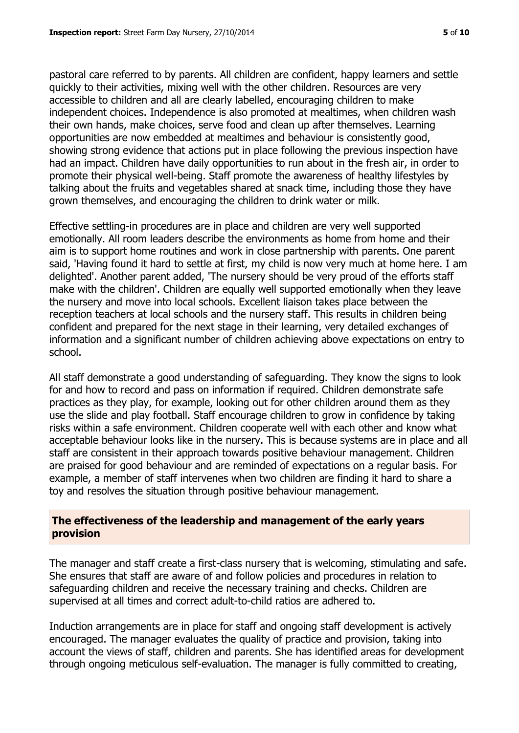pastoral care referred to by parents. All children are confident, happy learners and settle quickly to their activities, mixing well with the other children. Resources are very accessible to children and all are clearly labelled, encouraging children to make independent choices. Independence is also promoted at mealtimes, when children wash their own hands, make choices, serve food and clean up after themselves. Learning opportunities are now embedded at mealtimes and behaviour is consistently good, showing strong evidence that actions put in place following the previous inspection have had an impact. Children have daily opportunities to run about in the fresh air, in order to promote their physical well-being. Staff promote the awareness of healthy lifestyles by talking about the fruits and vegetables shared at snack time, including those they have grown themselves, and encouraging the children to drink water or milk.

Effective settling-in procedures are in place and children are very well supported emotionally. All room leaders describe the environments as home from home and their aim is to support home routines and work in close partnership with parents. One parent said, 'Having found it hard to settle at first, my child is now very much at home here. I am delighted'. Another parent added, 'The nursery should be very proud of the efforts staff make with the children'. Children are equally well supported emotionally when they leave the nursery and move into local schools. Excellent liaison takes place between the reception teachers at local schools and the nursery staff. This results in children being confident and prepared for the next stage in their learning, very detailed exchanges of information and a significant number of children achieving above expectations on entry to school.

All staff demonstrate a good understanding of safeguarding. They know the signs to look for and how to record and pass on information if required. Children demonstrate safe practices as they play, for example, looking out for other children around them as they use the slide and play football. Staff encourage children to grow in confidence by taking risks within a safe environment. Children cooperate well with each other and know what acceptable behaviour looks like in the nursery. This is because systems are in place and all staff are consistent in their approach towards positive behaviour management. Children are praised for good behaviour and are reminded of expectations on a regular basis. For example, a member of staff intervenes when two children are finding it hard to share a toy and resolves the situation through positive behaviour management.

## The effectiveness of the leadership and management of the early years provision

The manager and staff create a first-class nursery that is welcoming, stimulating and safe. She ensures that staff are aware of and follow policies and procedures in relation to safeguarding children and receive the necessary training and checks. Children are supervised at all times and correct adult-to-child ratios are adhered to.

Induction arrangements are in place for staff and ongoing staff development is actively encouraged. The manager evaluates the quality of practice and provision, taking into account the views of staff, children and parents. She has identified areas for development through ongoing meticulous self-evaluation. The manager is fully committed to creating,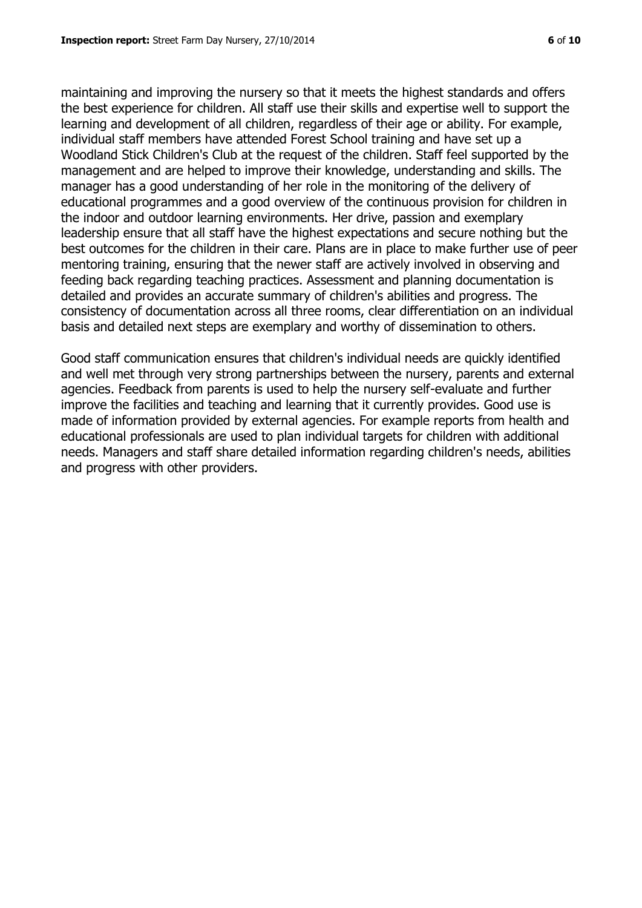maintaining and improving the nursery so that it meets the highest standards and offers the best experience for children. All staff use their skills and expertise well to support the learning and development of all children, regardless of their age or ability. For example, individual staff members have attended Forest School training and have set up a Woodland Stick Children's Club at the request of the children. Staff feel supported by the management and are helped to improve their knowledge, understanding and skills. The manager has a good understanding of her role in the monitoring of the delivery of educational programmes and a good overview of the continuous provision for children in the indoor and outdoor learning environments. Her drive, passion and exemplary leadership ensure that all staff have the highest expectations and secure nothing but the best outcomes for the children in their care. Plans are in place to make further use of peer mentoring training, ensuring that the newer staff are actively involved in observing and feeding back regarding teaching practices. Assessment and planning documentation is detailed and provides an accurate summary of children's abilities and progress. The consistency of documentation across all three rooms, clear differentiation on an individual basis and detailed next steps are exemplary and worthy of dissemination to others.

Good staff communication ensures that children's individual needs are quickly identified and well met through very strong partnerships between the nursery, parents and external agencies. Feedback from parents is used to help the nursery self-evaluate and further improve the facilities and teaching and learning that it currently provides. Good use is made of information provided by external agencies. For example reports from health and educational professionals are used to plan individual targets for children with additional needs. Managers and staff share detailed information regarding children's needs, abilities and progress with other providers.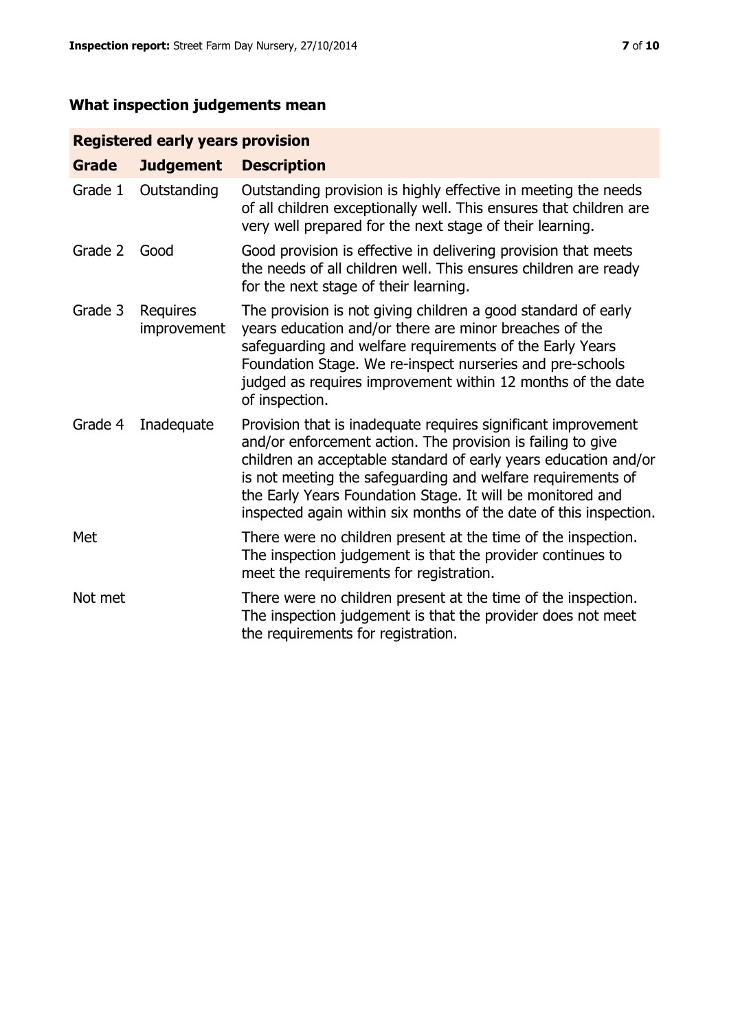## What inspection judgements mean

| Registered early years provision | | |
|---|---|---|
| **Grade** | **Judgement** | **Description** |
| Grade 1 | Outstanding | Outstanding provision is highly effective in meeting the needs of all children exceptionally well. This ensures that children are very well prepared for the next stage of their learning. |
| Grade 2 | Good | Good provision is effective in delivering provision that meets the needs of all children well. This ensures children are ready for the next stage of their learning. |
| Grade 3 | Requires improvement | The provision is not giving children a good standard of early years education and/or there are minor breaches of the safeguarding and welfare requirements of the Early Years Foundation Stage. We re-inspect nurseries and pre-schools judged as requires improvement within 12 months of the date of inspection. |
| Grade 4 | Inadequate | Provision that is inadequate requires significant improvement and/or enforcement action. The provision is failing to give children an acceptable standard of early years education and/or is not meeting the safeguarding and welfare requirements of the Early Years Foundation Stage. It will be monitored and inspected again within six months of the date of this inspection. |
| Met | | There were no children present at the time of the inspection. The inspection judgement is that the provider continues to meet the requirements for registration. |
| Not met | | There were no children present at the time of the inspection. The inspection judgement is that the provider does not meet the requirements for registration. |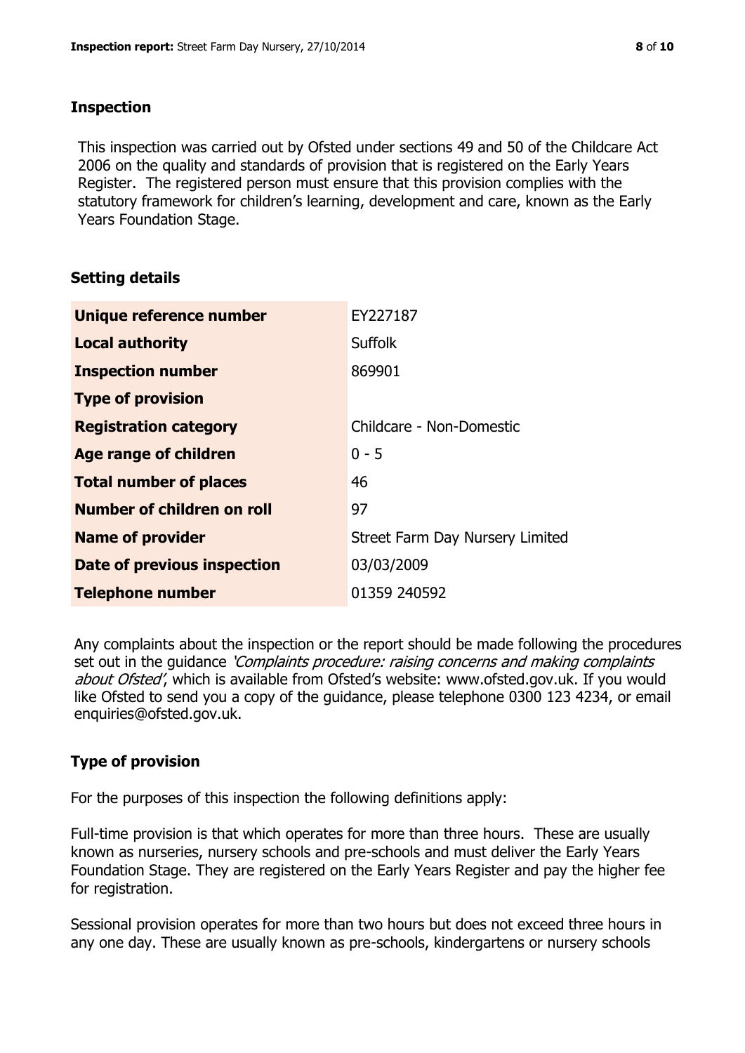## Inspection

This inspection was carried out by Ofsted under sections 49 and 50 of the Childcare Act 2006 on the quality and standards of provision that is registered on the Early Years Register. The registered person must ensure that this provision complies with the statutory framework for children's learning, development and care, known as the Early Years Foundation Stage.

## Setting details

| | |
|---|---|
| **Unique reference number** | EY227187 |
| **Local authority** | Suffolk |
| **Inspection number** | 869901 |
| **Type of provision** | |
| **Registration category** | Childcare - Non-Domestic |
| **Age range of children** | 0 - 5 |
| **Total number of places** | 46 |
| **Number of children on roll** | 97 |
| **Name of provider** | Street Farm Day Nursery Limited |
| **Date of previous inspection** | 03/03/2009 |
| **Telephone number** | 01359 240592 |

Any complaints about the inspection or the report should be made following the procedures set out in the guidance *'Complaints procedure: raising concerns and making complaints about Ofsted'*, which is available from Ofsted's website: www.ofsted.gov.uk. If you would like Ofsted to send you a copy of the guidance, please telephone 0300 123 4234, or email enquiries@ofsted.gov.uk.

## Type of provision

For the purposes of this inspection the following definitions apply:

Full-time provision is that which operates for more than three hours. These are usually known as nurseries, nursery schools and pre-schools and must deliver the Early Years Foundation Stage. They are registered on the Early Years Register and pay the higher fee for registration.

Sessional provision operates for more than two hours but does not exceed three hours in any one day. These are usually known as pre-schools, kindergartens or nursery schools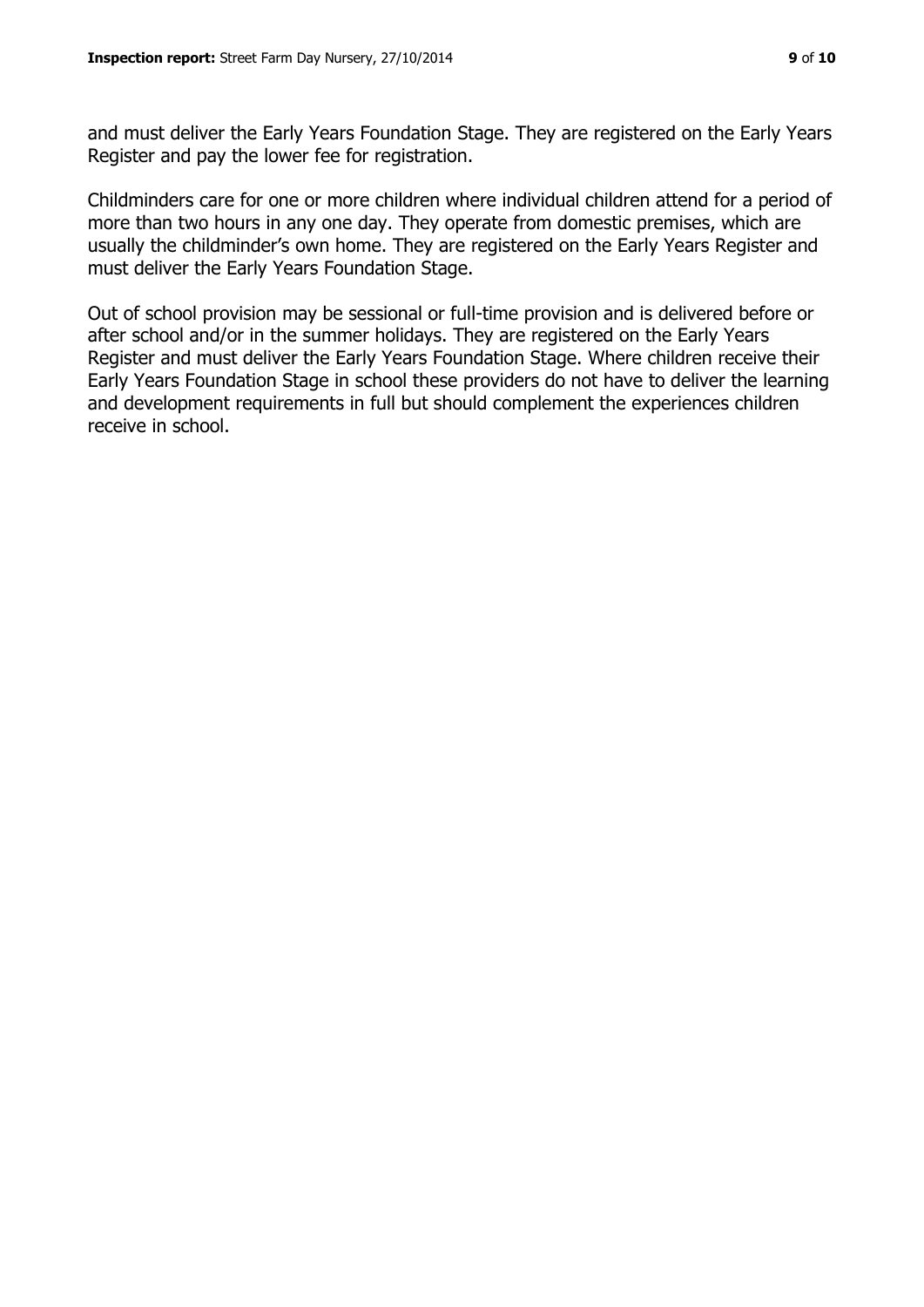and must deliver the Early Years Foundation Stage. They are registered on the Early Years Register and pay the lower fee for registration.

Childminders care for one or more children where individual children attend for a period of more than two hours in any one day. They operate from domestic premises, which are usually the childminder's own home. They are registered on the Early Years Register and must deliver the Early Years Foundation Stage.

Out of school provision may be sessional or full-time provision and is delivered before or after school and/or in the summer holidays. They are registered on the Early Years Register and must deliver the Early Years Foundation Stage. Where children receive their Early Years Foundation Stage in school these providers do not have to deliver the learning and development requirements in full but should complement the experiences children receive in school.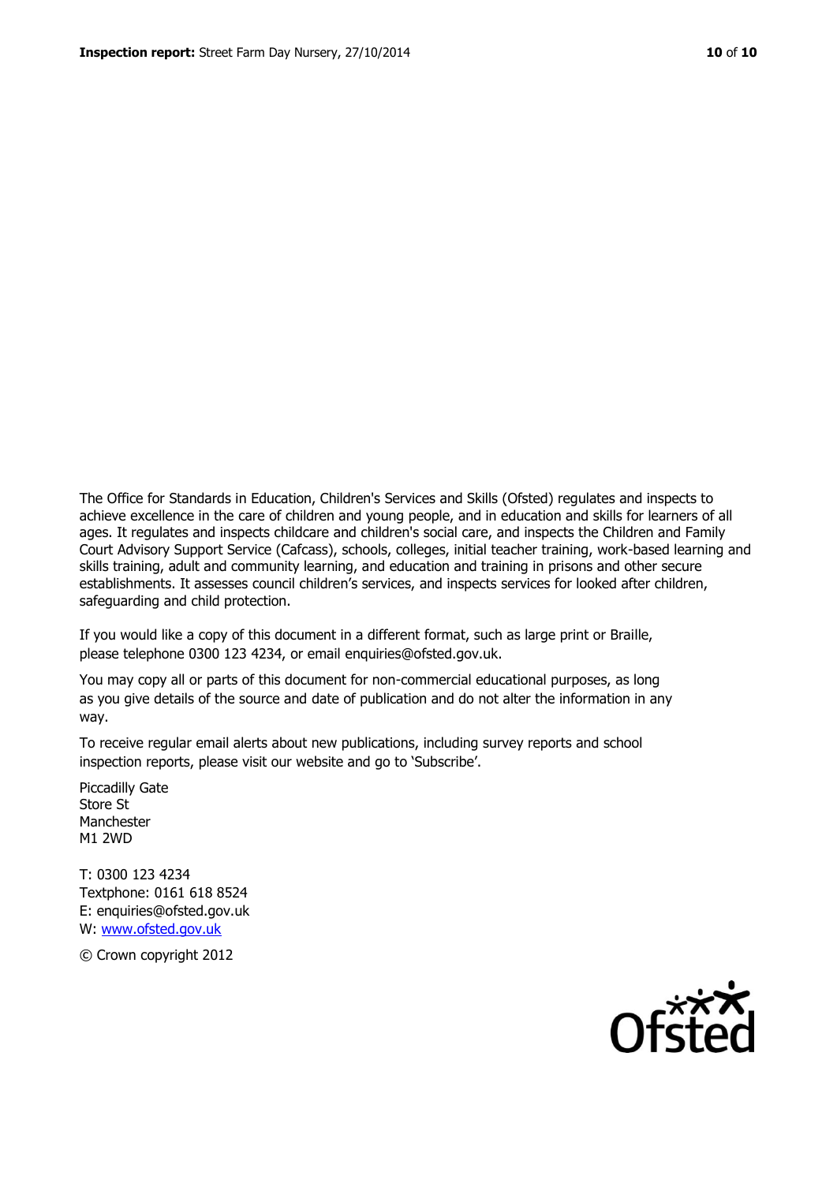The Office for Standards in Education, Children's Services and Skills (Ofsted) regulates and inspects to achieve excellence in the care of children and young people, and in education and skills for learners of all ages. It regulates and inspects childcare and children's social care, and inspects the Children and Family Court Advisory Support Service (Cafcass), schools, colleges, initial teacher training, work-based learning and skills training, adult and community learning, and education and training in prisons and other secure establishments. It assesses council children's services, and inspects services for looked after children, safeguarding and child protection.

If you would like a copy of this document in a different format, such as large print or Braille, please telephone 0300 123 4234, or email enquiries@ofsted.gov.uk.

You may copy all or parts of this document for non-commercial educational purposes, as long as you give details of the source and date of publication and do not alter the information in any way.

To receive regular email alerts about new publications, including survey reports and school inspection reports, please visit our website and go to 'Subscribe'.

Piccadilly Gate
Store St
Manchester
M1 2WD

T: 0300 123 4234
Textphone: 0161 618 8524
E: enquiries@ofsted.gov.uk
W: www.ofsted.gov.uk

© Crown copyright 2012

Ofsted